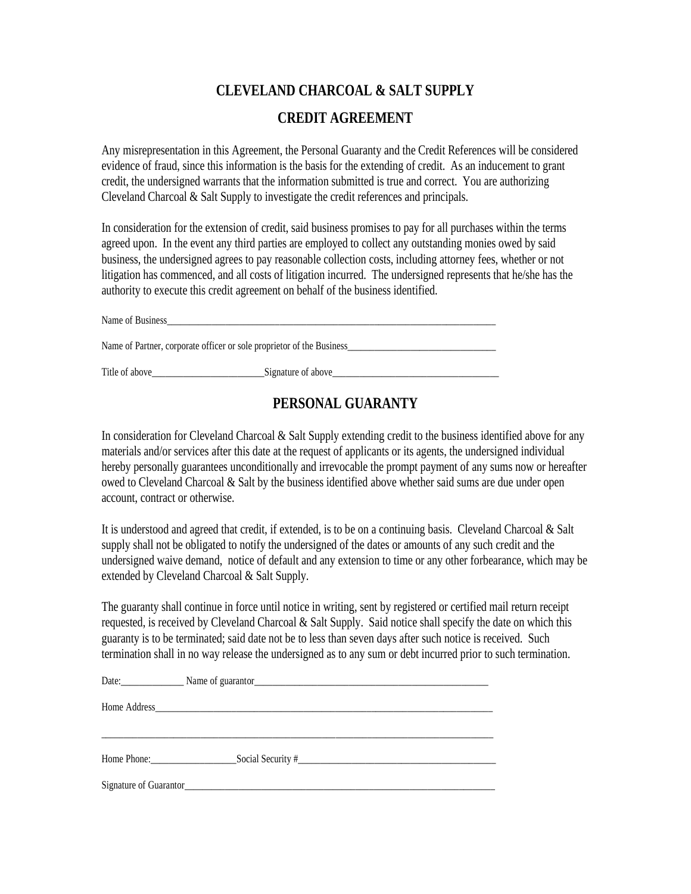# CLEVELAND CHARCOAL & SALT SUPPLY

## CREDIT AGREEMENT

Any misrepresentation in this Agreement, the Personal Guaranty and the Credit References will be considered evidence of fraud, since this information is the basis for the extending of credit. As an inducement to grant credit, the undersigned warrants that the information submitted is true and correct. You are authorizing Cleveland Charcoal & Salt Supply to investigate the credit references and principals.

In consideration for the extension of credit, said business promises to pay for all purchases within the terms agreed upon. In the event any third parties are employed to collect any outstanding monies owed by said business, the undersigned agrees to pay reasonable collection costs, including attorney fees, whether or not litigation has commenced, and all costs of litigation incurred. The undersigned represents that he/she has the authority to execute this credit agreement on behalf of the business identified.

Name of Business_______________________________________________________________________

Name of Partner, corporate officer or sole proprietor of the Business_______________________________

Title of above_______________________Signature of above___________________________________

## PERSONAL GUARANTY

In consideration for Cleveland Charcoal & Salt Supply extending credit to the business identified above for any materials and/or services after this date at the request of applicants or its agents, the undersigned individual hereby personally guarantees unconditionally and irrevocable the prompt payment of any sums now or hereafter owed to Cleveland Charcoal & Salt by the business identified above whether said sums are due under open account, contract or otherwise.

It is understood and agreed that credit, if extended, is to be on a continuing basis. Cleveland Charcoal & Salt supply shall not be obligated to notify the undersigned of the dates or amounts of any such credit and the undersigned waive demand, notice of default and any extension to time or any other forbearance, which may be extended by Cleveland Charcoal & Salt Supply.

The guaranty shall continue in force until notice in writing, sent by registered or certified mail return receipt requested, is received by Cleveland Charcoal & Salt Supply. Said notice shall specify the date on which this guaranty is to be terminated; said date not be to less than seven days after such notice is received. Such termination shall in no way release the undersigned as to any sum or debt incurred prior to such termination.

Date:_____________ Name of guarantor_________________________________________________

Home Address________________________________________________________________________

____________________________________________________________________________________

Home Phone:_________________Social Security #________________________________________

Signature of Guarantor___________________________________________________________________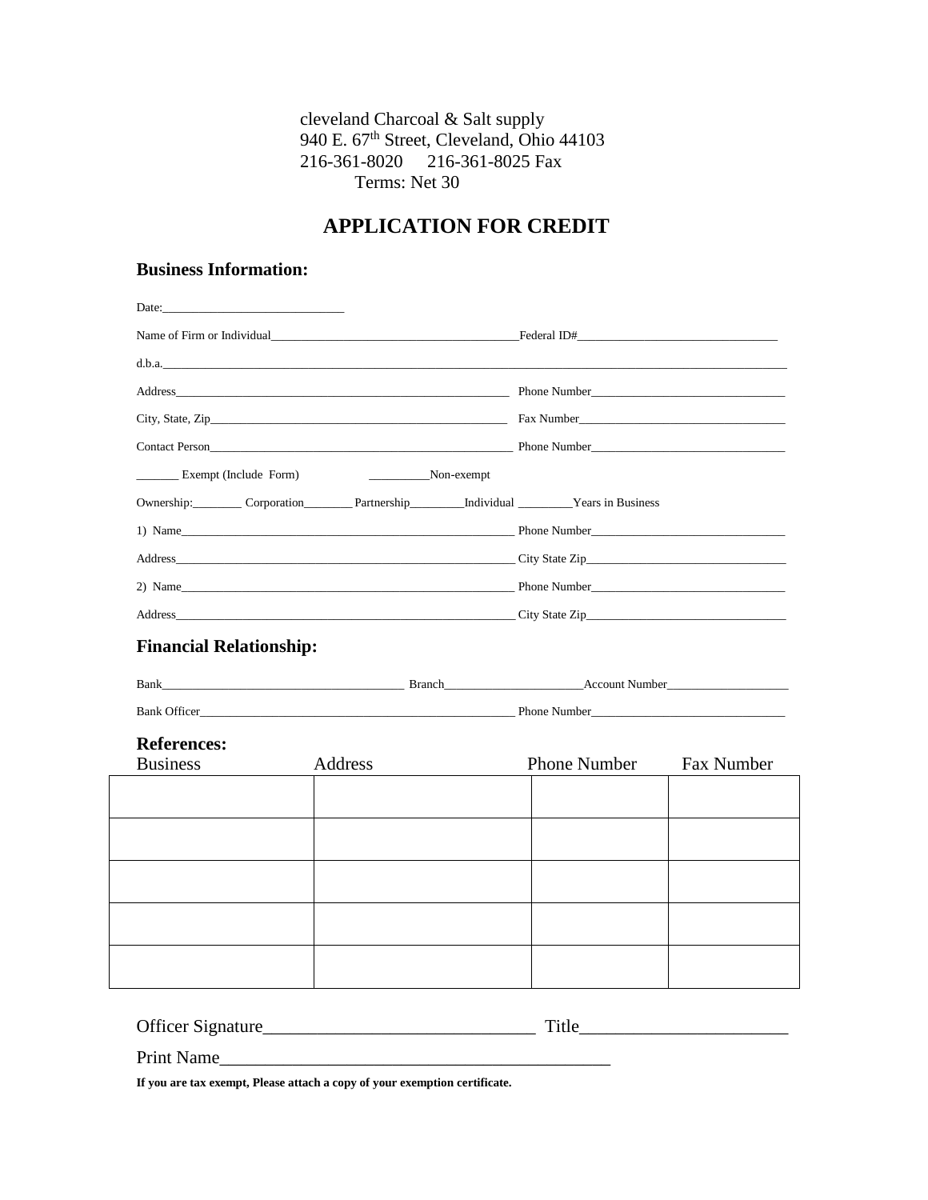cleveland Charcoal & Salt supply
940 E. 67th Street, Cleveland, Ohio 44103
216-361-8020 216-361-8025 Fax
Terms: Net 30

# APPLICATION FOR CREDIT

## Business Information:

Date:______________________________

Name of Firm or Individual__________________________________________Federal ID#_________________________________

d.b.a.______________________________________________________________________________________________________

Address_________________________________________________________ Phone Number________________________________

City, State, Zip____________________________________________________ Fax Number__________________________________

Contact Person_____________________________________________________ Phone Number________________________________

_______ Exempt (Include Form) __________Non-exempt

Ownership:________ Corporation________ Partnership_________Individual _________Years in Business

1) Name__________________________________________________________ Phone Number________________________________

Address__________________________________________________________ City State Zip_________________________________

2) Name__________________________________________________________ Phone Number________________________________

Address__________________________________________________________ City State Zip_________________________________

## Financial Relationship:

Bank_________________________________________ Branch_______________________Account Number____________________

Bank Officer_______________________________________________________ Phone Number________________________________

## References:

| Business | Address | Phone Number | Fax Number |
|---|---|---|---|
| | | | |
| | | | |
| | | | |
| | | | |
| | | | |

Officer Signature______________________________ Title_______________________

Print Name___________________________________________

**If you are tax exempt, Please attach a copy of your exemption certificate.**